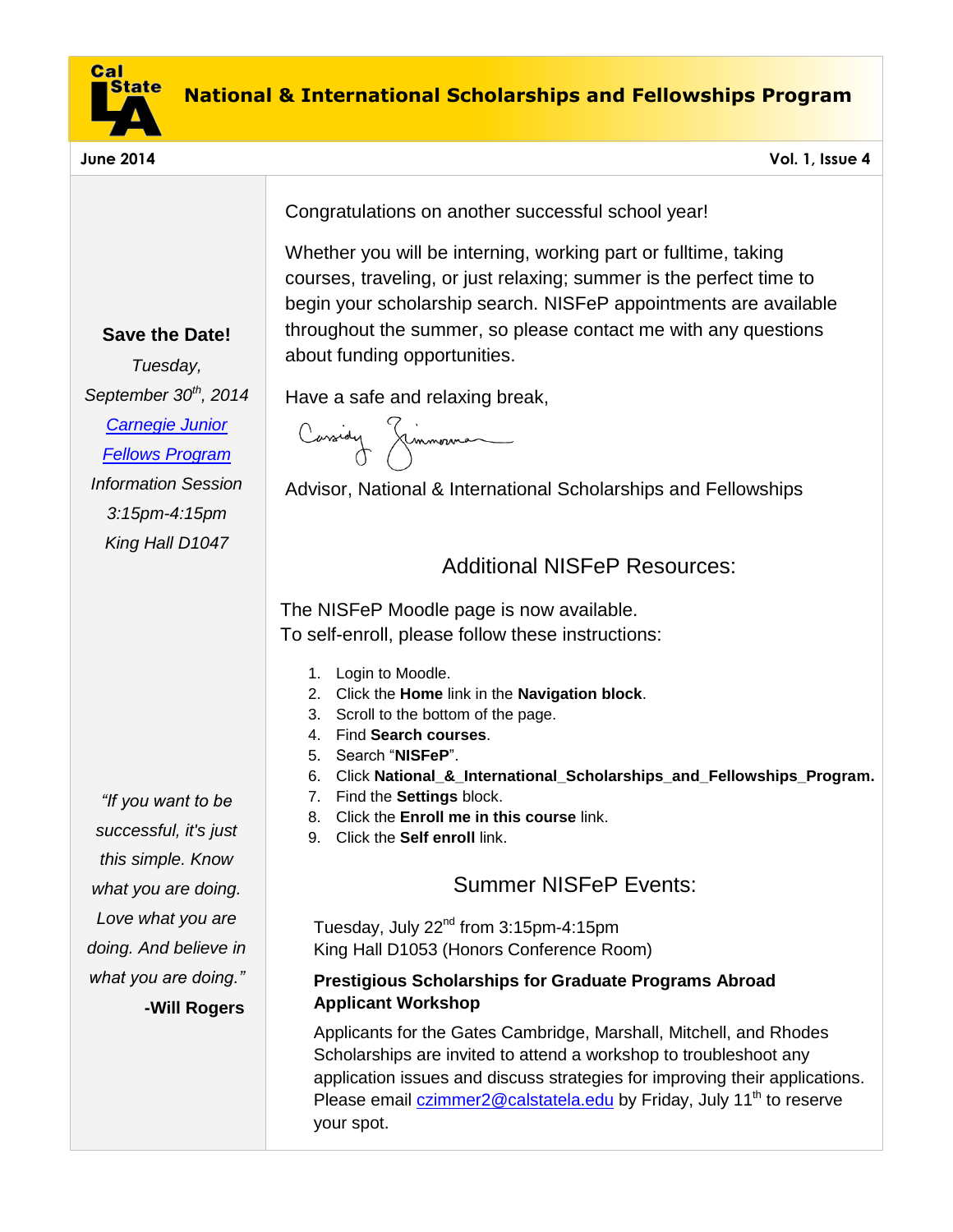# National & International Scholarships and Fellowships Program

**June 2014** **Vol. 1, Issue 4**

Congratulations on another successful school year!

Whether you will be interning, working part or fulltime, taking courses, traveling, or just relaxing; summer is the perfect time to begin your scholarship search. NISFeP appointments are available throughout the summer, so please contact me with any questions about funding opportunities.

Have a safe and relaxing break,

Cassidy Zimmerman

Advisor, National & International Scholarships and Fellowships

## Additional NISFeP Resources:

The NISFeP Moodle page is now available.
To self-enroll, please follow these instructions:

1. Login to Moodle.
2. Click the **Home** link in the **Navigation block**.
3. Scroll to the bottom of the page.
4. Find **Search courses**.
5. Search "**NISFeP**".
6. Click **National_&_International_Scholarships_and_Fellowships_Program.**
7. Find the **Settings** block.
8. Click the **Enroll me in this course** link.
9. Click the **Self enroll** link.

## Summer NISFeP Events:

Tuesday, July 22nd from 3:15pm-4:15pm
King Hall D1053 (Honors Conference Room)

**Prestigious Scholarships for Graduate Programs Abroad Applicant Workshop**

Applicants for the Gates Cambridge, Marshall, Mitchell, and Rhodes Scholarships are invited to attend a workshop to troubleshoot any application issues and discuss strategies for improving their applications. Please email czimmer2@calstatela.edu by Friday, July 11th to reserve your spot.

**Save the Date!**

*Tuesday, September 30th, 2014*

*Carnegie Junior Fellows Program*

*Information Session*

*3:15pm-4:15pm*

*King Hall D1047*

*"If you want to be successful, it's just this simple. Know what you are doing. Love what you are doing. And believe in what you are doing."*

**-Will Rogers**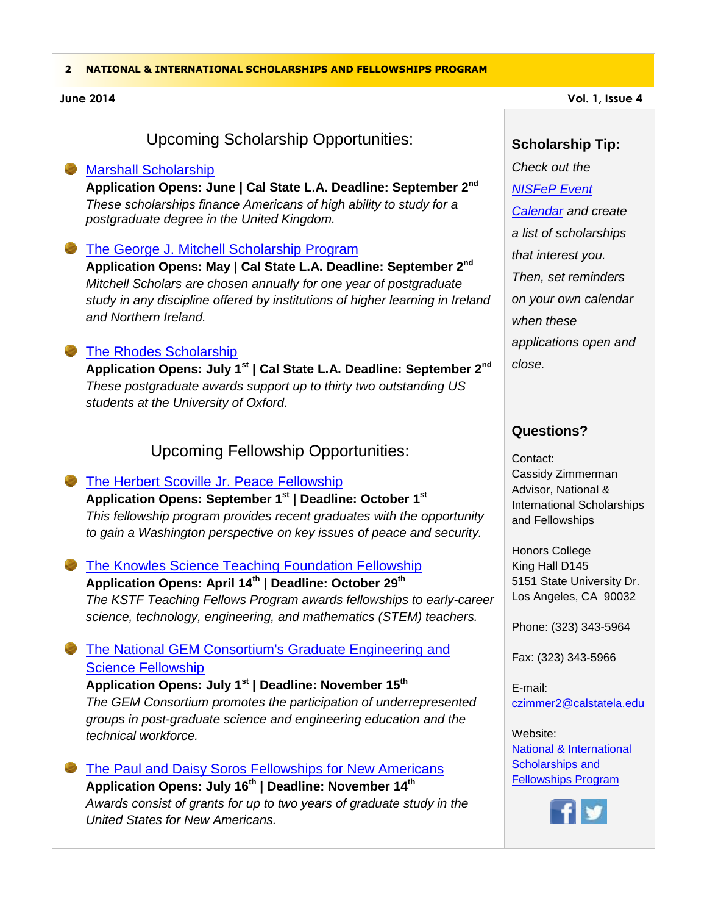## Upcoming Scholarship Opportunities:

- Marshall Scholarship
  **Application Opens: June | Cal State L.A. Deadline: September 2nd**
  *These scholarships finance Americans of high ability to study for a postgraduate degree in the United Kingdom.*

- The George J. Mitchell Scholarship Program
  **Application Opens: May | Cal State L.A. Deadline: September 2nd**
  *Mitchell Scholars are chosen annually for one year of postgraduate study in any discipline offered by institutions of higher learning in Ireland and Northern Ireland.*

- The Rhodes Scholarship
  **Application Opens: July 1st | Cal State L.A. Deadline: September 2nd**
  *These postgraduate awards support up to thirty two outstanding US students at the University of Oxford.*

## Upcoming Fellowship Opportunities:

- The Herbert Scoville Jr. Peace Fellowship
  **Application Opens: September 1st | Deadline: October 1st**
  *This fellowship program provides recent graduates with the opportunity to gain a Washington perspective on key issues of peace and security.*

- The Knowles Science Teaching Foundation Fellowship
  **Application Opens: April 14th | Deadline: October 29th**
  *The KSTF Teaching Fellows Program awards fellowships to early-career science, technology, engineering, and mathematics (STEM) teachers.*

- The National GEM Consortium's Graduate Engineering and Science Fellowship
  **Application Opens: July 1st | Deadline: November 15th**
  *The GEM Consortium promotes the participation of underrepresented groups in post-graduate science and engineering education and the technical workforce.*

- The Paul and Daisy Soros Fellowships for New Americans
  **Application Opens: July 16th | Deadline: November 14th**
  *Awards consist of grants for up to two years of graduate study in the United States for New Americans.*

### Scholarship Tip:

*Check out the NISFeP Event Calendar and create a list of scholarships that interest you. Then, set reminders on your own calendar when these applications open and close.*

### Questions?

Contact:
Cassidy Zimmerman
Advisor, National & International Scholarships and Fellowships

Honors College
King Hall D145
5151 State University Dr.
Los Angeles, CA 90032

Phone: (323) 343-5964

Fax: (323) 343-5966

E-mail:
czimmer2@calstatela.edu

Website:
National & International Scholarships and Fellowships Program